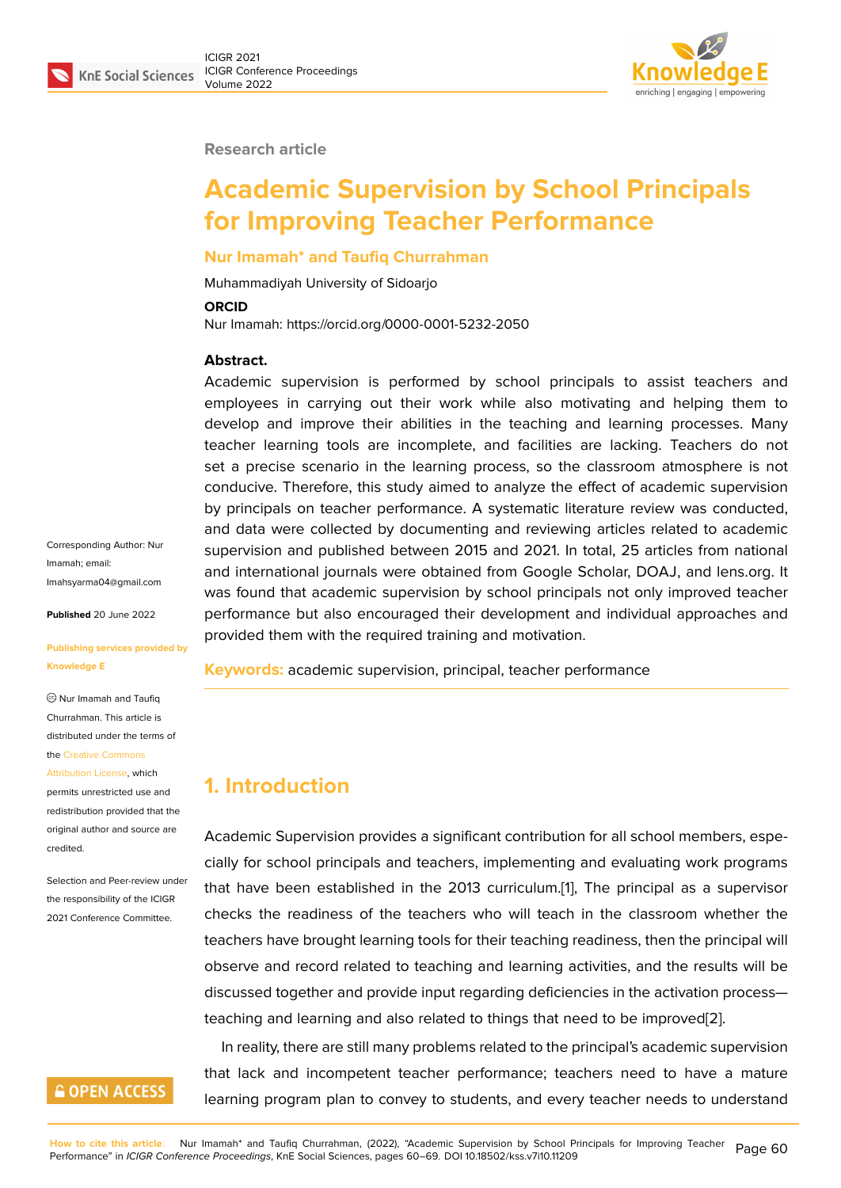Research article

# Academic Supervision by School Principals for Improving Teacher Performance

**Nur Imamah* and Taufiq Churrahman**

Muhammadiyah University of Sidoarjo

**ORCID**

Nur Imamah: https://orcid.org/0000-0001-5232-2050

**Abstract.**

Academic supervision is performed by school principals to assist teachers and employees in carrying out their work while also motivating and helping them to develop and improve their abilities in the teaching and learning processes. Many teacher learning tools are incomplete, and facilities are lacking. Teachers do not set a precise scenario in the learning process, so the classroom atmosphere is not conducive. Therefore, this study aimed to analyze the effect of academic supervision by principals on teacher performance. A systematic literature review was conducted, and data were collected by documenting and reviewing articles related to academic supervision and published between 2015 and 2021. In total, 25 articles from national and international journals were obtained from Google Scholar, DOAJ, and lens.org. It was found that academic supervision by school principals not only improved teacher performance but also encouraged their development and individual approaches and provided them with the required training and motivation.

**Keywords:** academic supervision, principal, teacher performance

Corresponding Author: Nur Imamah; email: Imahsyarma04@gmail.com

**Published** 20 June 2022

**Publishing services provided by Knowledge E**

© Nur Imamah and Taufiq Churrahman. This article is distributed under the terms of the Creative Commons Attribution License, which permits unrestricted use and redistribution provided that the original author and source are credited.

Selection and Peer-review under the responsibility of the ICIGR 2021 Conference Committee.

## 1. Introduction

Academic Supervision provides a significant contribution for all school members, especially for school principals and teachers, implementing and evaluating work programs that have been established in the 2013 curriculum.[1], The principal as a supervisor checks the readiness of the teachers who will teach in the classroom whether the teachers have brought learning tools for their teaching readiness, then the principal will observe and record related to teaching and learning activities, and the results will be discussed together and provide input regarding deficiencies in the activation process—teaching and learning and also related to things that need to be improved[2].

In reality, there are still many problems related to the principal's academic supervision that lack and incompetent teacher performance; teachers need to have a mature learning program plan to convey to students, and every teacher needs to understand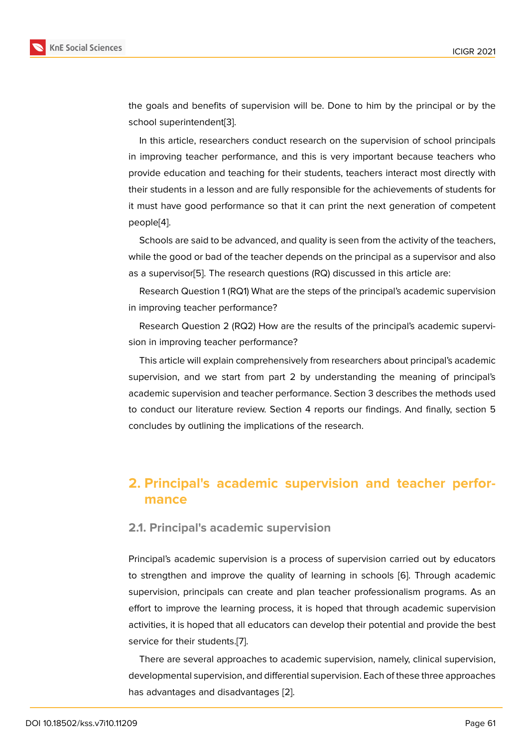the goals and benefits of supervision will be. Done to him by the principal or by the school superintendent[3].

In this article, researchers conduct research on the supervision of school principals in improving teacher performance, and this is very important because teachers who provide education and teaching for their students, teachers interact most directly with their students in a lesson and are fully responsible for the achievements of students for it must have good performance so that it can print the next generation of competent people[4].

Schools are said to be advanced, and quality is seen from the activity of the teachers, while the good or bad of the teacher depends on the principal as a supervisor and also as a supervisor[5]. The research questions (RQ) discussed in this article are:

Research Question 1 (RQ1) What are the steps of the principal's academic supervision in improving teacher performance?

Research Question 2 (RQ2) How are the results of the principal's academic supervision in improving teacher performance?

This article will explain comprehensively from researchers about principal's academic supervision, and we start from part 2 by understanding the meaning of principal's academic supervision and teacher performance. Section 3 describes the methods used to conduct our literature review. Section 4 reports our findings. And finally, section 5 concludes by outlining the implications of the research.

## 2. Principal's academic supervision and teacher performance

### 2.1. Principal's academic supervision

Principal's academic supervision is a process of supervision carried out by educators to strengthen and improve the quality of learning in schools [6]. Through academic supervision, principals can create and plan teacher professionalism programs. As an effort to improve the learning process, it is hoped that through academic supervision activities, it is hoped that all educators can develop their potential and provide the best service for their students.[7].

There are several approaches to academic supervision, namely, clinical supervision, developmental supervision, and differential supervision. Each of these three approaches has advantages and disadvantages [2].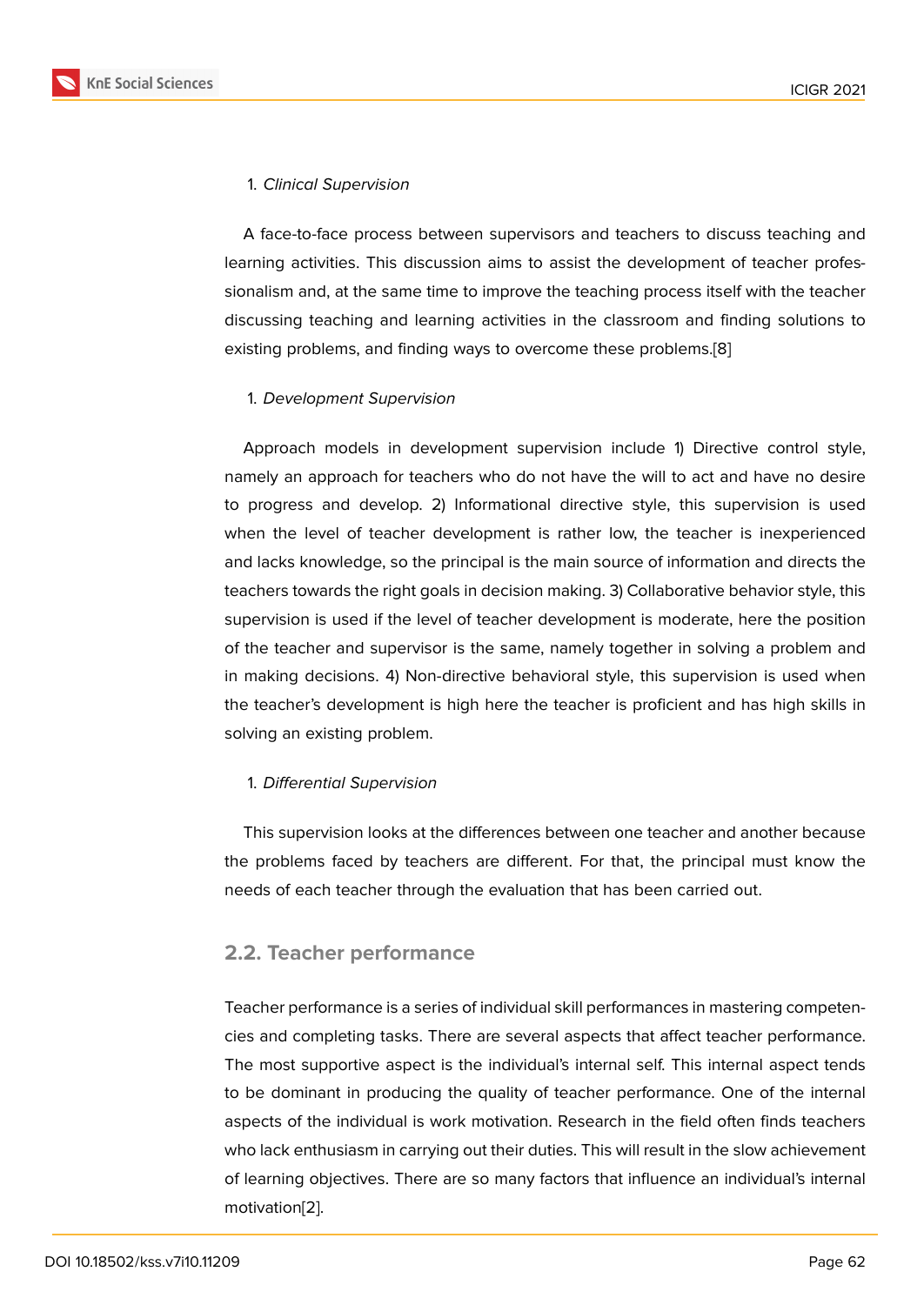1. *Clinical Supervision*

A face-to-face process between supervisors and teachers to discuss teaching and learning activities. This discussion aims to assist the development of teacher professionalism and, at the same time to improve the teaching process itself with the teacher discussing teaching and learning activities in the classroom and finding solutions to existing problems, and finding ways to overcome these problems.[8]

1. *Development Supervision*

Approach models in development supervision include 1) Directive control style, namely an approach for teachers who do not have the will to act and have no desire to progress and develop. 2) Informational directive style, this supervision is used when the level of teacher development is rather low, the teacher is inexperienced and lacks knowledge, so the principal is the main source of information and directs the teachers towards the right goals in decision making. 3) Collaborative behavior style, this supervision is used if the level of teacher development is moderate, here the position of the teacher and supervisor is the same, namely together in solving a problem and in making decisions. 4) Non-directive behavioral style, this supervision is used when the teacher's development is high here the teacher is proficient and has high skills in solving an existing problem.

1. *Differential Supervision*

This supervision looks at the differences between one teacher and another because the problems faced by teachers are different. For that, the principal must know the needs of each teacher through the evaluation that has been carried out.

## 2.2. Teacher performance

Teacher performance is a series of individual skill performances in mastering competencies and completing tasks. There are several aspects that affect teacher performance. The most supportive aspect is the individual's internal self. This internal aspect tends to be dominant in producing the quality of teacher performance. One of the internal aspects of the individual is work motivation. Research in the field often finds teachers who lack enthusiasm in carrying out their duties. This will result in the slow achievement of learning objectives. There are so many factors that influence an individual's internal motivation[2].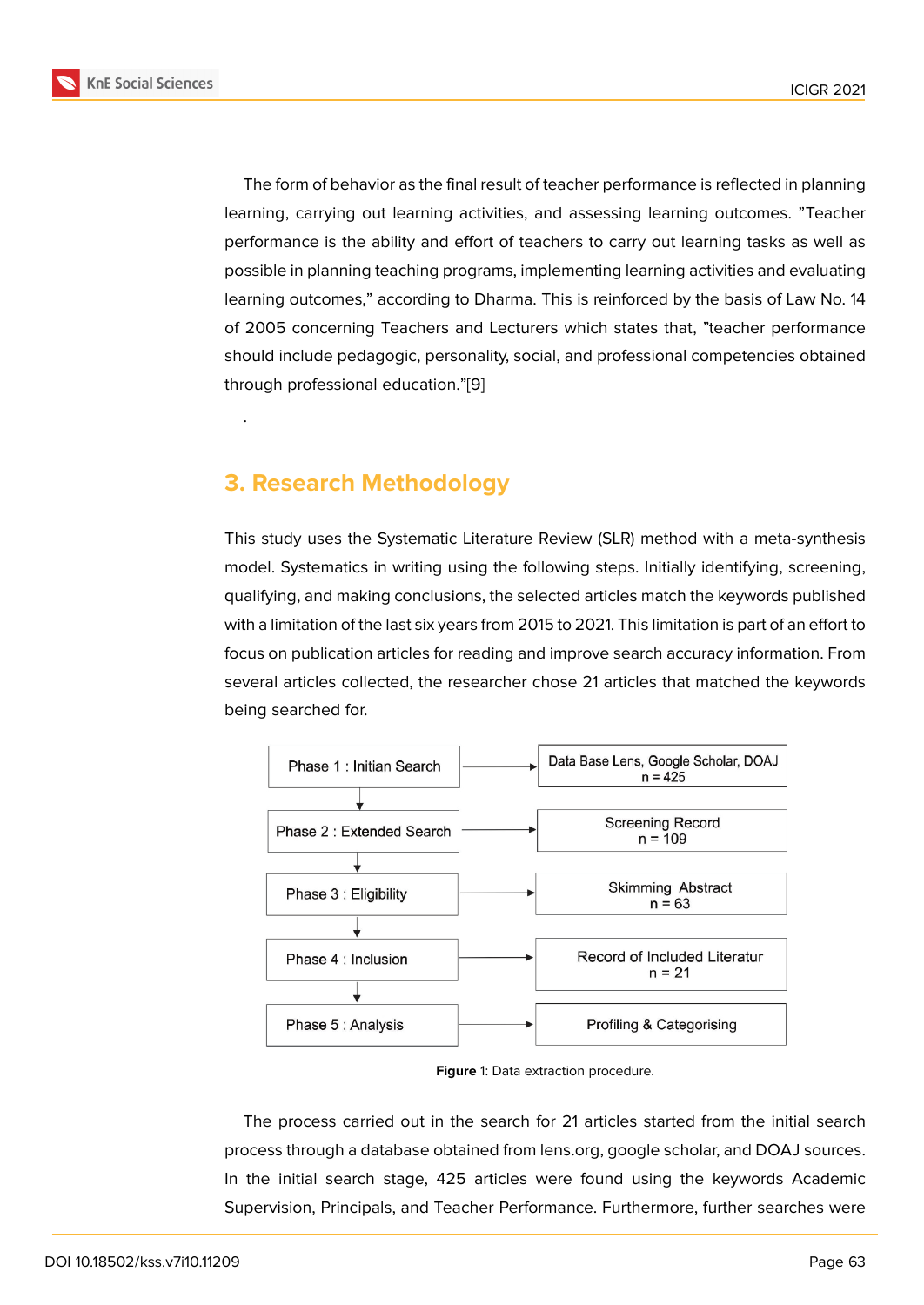The form of behavior as the final result of teacher performance is reflected in planning learning, carrying out learning activities, and assessing learning outcomes. "Teacher performance is the ability and effort of teachers to carry out learning tasks as well as possible in planning teaching programs, implementing learning activities and evaluating learning outcomes," according to Dharma. This is reinforced by the basis of Law No. 14 of 2005 concerning Teachers and Lecturers which states that, "teacher performance should include pedagogic, personality, social, and professional competencies obtained through professional education."[9]

.

## 3. Research Methodology

This study uses the Systematic Literature Review (SLR) method with a meta-synthesis model. Systematics in writing using the following steps. Initially identifying, screening, qualifying, and making conclusions, the selected articles match the keywords published with a limitation of the last six years from 2015 to 2021. This limitation is part of an effort to focus on publication articles for reading and improve search accuracy information. From several articles collected, the researcher chose 21 articles that matched the keywords being searched for.

| Phase | Result |
| --- | --- |
| Phase 1 : Initian Search | Data Base Lens, Google Scholar, DOAJ n = 425 |
| Phase 2 : Extended Search | Screening Record n = 109 |
| Phase 3 : Eligibility | Skimming Abstract n = 63 |
| Phase 4 : Inclusion | Record of Included Literatur n = 21 |
| Phase 5 : Analysis | Profiling & Categorising |

**Figure** 1: Data extraction procedure.

The process carried out in the search for 21 articles started from the initial search process through a database obtained from lens.org, google scholar, and DOAJ sources. In the initial search stage, 425 articles were found using the keywords Academic Supervision, Principals, and Teacher Performance. Furthermore, further searches were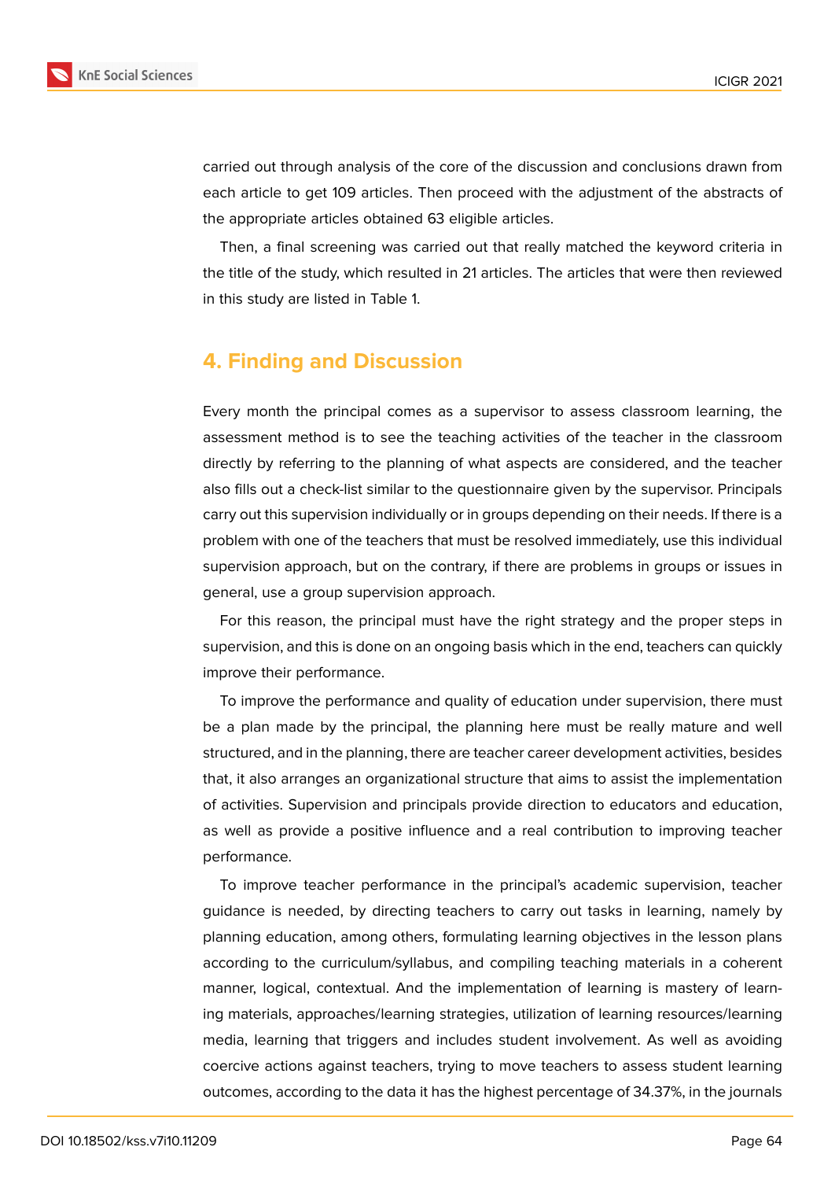carried out through analysis of the core of the discussion and conclusions drawn from each article to get 109 articles. Then proceed with the adjustment of the abstracts of the appropriate articles obtained 63 eligible articles.

Then, a final screening was carried out that really matched the keyword criteria in the title of the study, which resulted in 21 articles. The articles that were then reviewed in this study are listed in Table 1.

## 4. Finding and Discussion

Every month the principal comes as a supervisor to assess classroom learning, the assessment method is to see the teaching activities of the teacher in the classroom directly by referring to the planning of what aspects are considered, and the teacher also fills out a check-list similar to the questionnaire given by the supervisor. Principals carry out this supervision individually or in groups depending on their needs. If there is a problem with one of the teachers that must be resolved immediately, use this individual supervision approach, but on the contrary, if there are problems in groups or issues in general, use a group supervision approach.

For this reason, the principal must have the right strategy and the proper steps in supervision, and this is done on an ongoing basis which in the end, teachers can quickly improve their performance.

To improve the performance and quality of education under supervision, there must be a plan made by the principal, the planning here must be really mature and well structured, and in the planning, there are teacher career development activities, besides that, it also arranges an organizational structure that aims to assist the implementation of activities. Supervision and principals provide direction to educators and education, as well as provide a positive influence and a real contribution to improving teacher performance.

To improve teacher performance in the principal's academic supervision, teacher guidance is needed, by directing teachers to carry out tasks in learning, namely by planning education, among others, formulating learning objectives in the lesson plans according to the curriculum/syllabus, and compiling teaching materials in a coherent manner, logical, contextual. And the implementation of learning is mastery of learning materials, approaches/learning strategies, utilization of learning resources/learning media, learning that triggers and includes student involvement. As well as avoiding coercive actions against teachers, trying to move teachers to assess student learning outcomes, according to the data it has the highest percentage of 34.37%, in the journals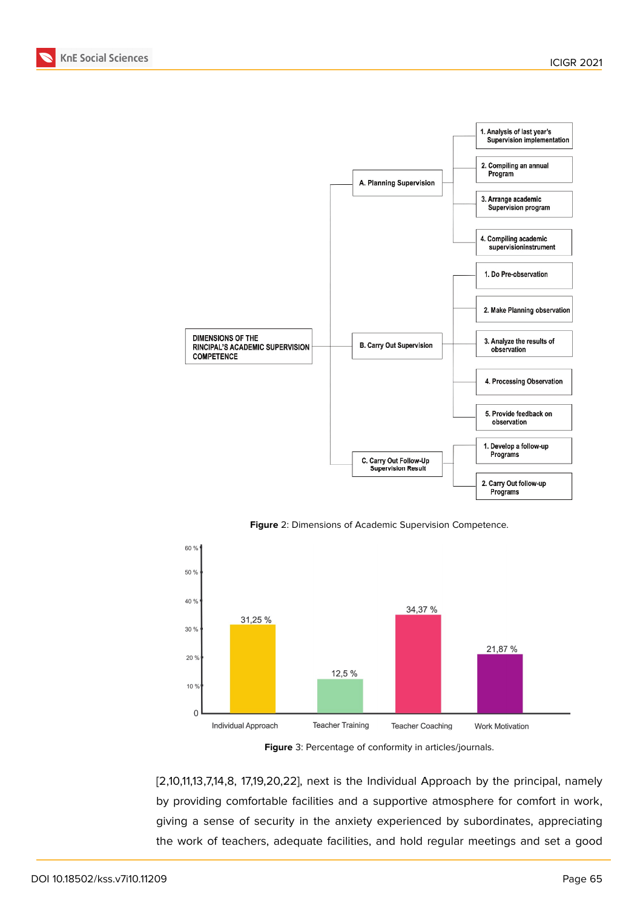Figure 2: Dimensions of Academic Supervision Competence.

Figure 3: Percentage of conformity in articles/journals.

[2,10,11,13,7,14,8, 17,19,20,22], next is the Individual Approach by the principal, namely by providing comfortable facilities and a supportive atmosphere for comfort in work, giving a sense of security in the anxiety experienced by subordinates, appreciating the work of teachers, adequate facilities, and hold regular meetings and set a good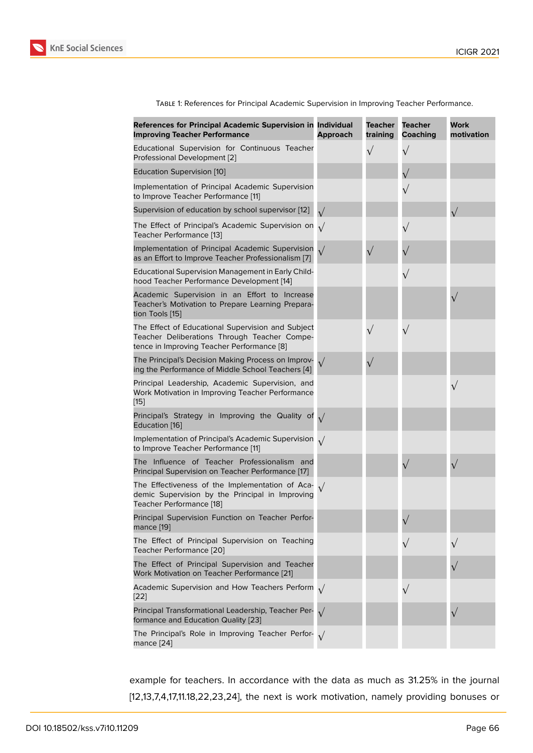Table 1: References for Principal Academic Supervision in Improving Teacher Performance.

| References for Principal Academic Supervision in Improving Teacher Performance | Individual Approach | Teacher training | Teacher Coaching | Work motivation |
|---|---|---|---|---|
| Educational Supervision for Continuous Teacher Professional Development [2] | | √ | √ | |
| Education Supervision [10] | | | √ | |
| Implementation of Principal Academic Supervision to Improve Teacher Performance [11] | | | √ | |
| Supervision of education by school supervisor [12] | √ | | | √ |
| The Effect of Principal's Academic Supervision on Teacher Performance [13] | √ | | √ | |
| Implementation of Principal Academic Supervision as an Effort to Improve Teacher Professionalism [7] | √ | √ | √ | |
| Educational Supervision Management in Early Childhood Teacher Performance Development [14] | | | √ | |
| Academic Supervision in an Effort to Increase Teacher's Motivation to Prepare Learning Preparation Tools [15] | | | | √ |
| The Effect of Educational Supervision and Subject Teacher Deliberations Through Teacher Competence in Improving Teacher Performance [8] | | √ | √ | |
| The Principal's Decision Making Process on Improving the Performance of Middle School Teachers [4] | √ | √ | | |
| Principal Leadership, Academic Supervision, and Work Motivation in Improving Teacher Performance [15] | | | | √ |
| Principal's Strategy in Improving the Quality of Education [16] | √ | | | |
| Implementation of Principal's Academic Supervision to Improve Teacher Performance [11] | √ | | | |
| The Influence of Teacher Professionalism and Principal Supervision on Teacher Performance [17] | | | √ | √ |
| The Effectiveness of the Implementation of Academic Supervision by the Principal in Improving Teacher Performance [18] | √ | | | |
| Principal Supervision Function on Teacher Performance [19] | | | √ | |
| The Effect of Principal Supervision on Teaching Teacher Performance [20] | | | √ | √ |
| The Effect of Principal Supervision and Teacher Work Motivation on Teacher Performance [21] | | | | √ |
| Academic Supervision and How Teachers Perform [22] | √ | | √ | |
| Principal Transformational Leadership, Teacher Performance and Education Quality [23] | √ | | | √ |
| The Principal's Role in Improving Teacher Performance [24] | √ | | | |

example for teachers. In accordance with the data as much as 31.25% in the journal [12,13,7,4,17,11.18,22,23,24], the next is work motivation, namely providing bonuses or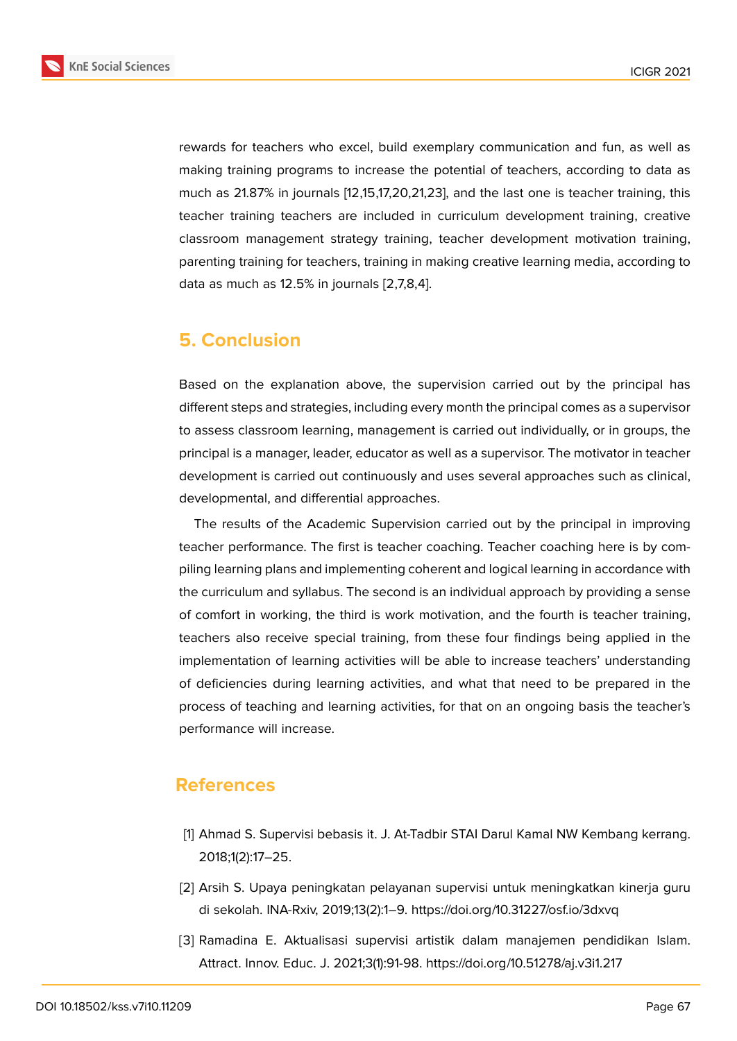rewards for teachers who excel, build exemplary communication and fun, as well as making training programs to increase the potential of teachers, according to data as much as 21.87% in journals [12,15,17,20,21,23], and the last one is teacher training, this teacher training teachers are included in curriculum development training, creative classroom management strategy training, teacher development motivation training, parenting training for teachers, training in making creative learning media, according to data as much as 12.5% in journals [2,7,8,4].

## 5. Conclusion

Based on the explanation above, the supervision carried out by the principal has different steps and strategies, including every month the principal comes as a supervisor to assess classroom learning, management is carried out individually, or in groups, the principal is a manager, leader, educator as well as a supervisor. The motivator in teacher development is carried out continuously and uses several approaches such as clinical, developmental, and differential approaches.

The results of the Academic Supervision carried out by the principal in improving teacher performance. The first is teacher coaching. Teacher coaching here is by compiling learning plans and implementing coherent and logical learning in accordance with the curriculum and syllabus. The second is an individual approach by providing a sense of comfort in working, the third is work motivation, and the fourth is teacher training, teachers also receive special training, from these four findings being applied in the implementation of learning activities will be able to increase teachers' understanding of deficiencies during learning activities, and what that need to be prepared in the process of teaching and learning activities, for that on an ongoing basis the teacher's performance will increase.

## References

[1] Ahmad S. Supervisi bebasis it. J. At-Tadbir STAI Darul Kamal NW Kembang kerrang. 2018;1(2):17–25.

[2] Arsih S. Upaya peningkatan pelayanan supervisi untuk meningkatkan kinerja guru di sekolah. INA-Rxiv, 2019;13(2):1–9. https://doi.org/10.31227/osf.io/3dxvq

[3] Ramadina E. Aktualisasi supervisi artistik dalam manajemen pendidikan Islam. Attract. Innov. Educ. J. 2021;3(1):91-98. https://doi.org/10.51278/aj.v3i1.217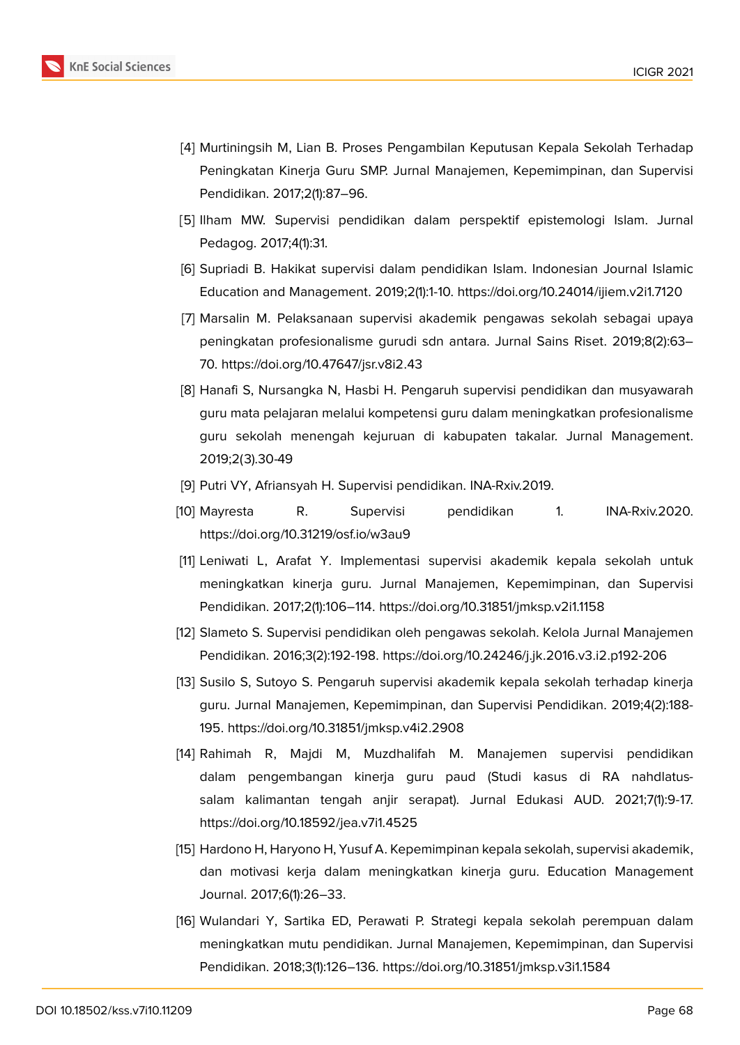[4] Murtiningsih M, Lian B. Proses Pengambilan Keputusan Kepala Sekolah Terhadap Peningkatan Kinerja Guru SMP. Jurnal Manajemen, Kepemimpinan, dan Supervisi Pendidikan. 2017;2(1):87–96.

[5] Ilham MW. Supervisi pendidikan dalam perspektif epistemologi Islam. Jurnal Pedagog. 2017;4(1):31.

[6] Supriadi B. Hakikat supervisi dalam pendidikan Islam. Indonesian Journal Islamic Education and Management. 2019;2(1):1-10. https://doi.org/10.24014/ijiem.v2i1.7120

[7] Marsalin M. Pelaksanaan supervisi akademik pengawas sekolah sebagai upaya peningkatan profesionalisme gurudi sdn antara. Jurnal Sains Riset. 2019;8(2):63–70. https://doi.org/10.47647/jsr.v8i2.43

[8] Hanafi S, Nursangka N, Hasbi H. Pengaruh supervisi pendidikan dan musyawarah guru mata pelajaran melalui kompetensi guru dalam meningkatkan profesionalisme guru sekolah menengah kejuruan di kabupaten takalar. Jurnal Management. 2019;2(3).30-49

[9] Putri VY, Afriansyah H. Supervisi pendidikan. INA-Rxiv.2019.

[10] Mayresta R. Supervisi pendidikan 1. INA-Rxiv.2020. https://doi.org/10.31219/osf.io/w3au9

[11] Leniwati L, Arafat Y. Implementasi supervisi akademik kepala sekolah untuk meningkatkan kinerja guru. Jurnal Manajemen, Kepemimpinan, dan Supervisi Pendidikan. 2017;2(1):106–114. https://doi.org/10.31851/jmksp.v2i1.1158

[12] Slameto S. Supervisi pendidikan oleh pengawas sekolah. Kelola Jurnal Manajemen Pendidikan. 2016;3(2):192-198. https://doi.org/10.24246/j.jk.2016.v3.i2.p192-206

[13] Susilo S, Sutoyo S. Pengaruh supervisi akademik kepala sekolah terhadap kinerja guru. Jurnal Manajemen, Kepemimpinan, dan Supervisi Pendidikan. 2019;4(2):188-195. https://doi.org/10.31851/jmksp.v4i2.2908

[14] Rahimah R, Majdi M, Muzdhalifah M. Manajemen supervisi pendidikan dalam pengembangan kinerja guru paud (Studi kasus di RA nahdlatus-salam kalimantan tengah anjir serapat). Jurnal Edukasi AUD. 2021;7(1):9-17. https://doi.org/10.18592/jea.v7i1.4525

[15] Hardono H, Haryono H, Yusuf A. Kepemimpinan kepala sekolah, supervisi akademik, dan motivasi kerja dalam meningkatkan kinerja guru. Education Management Journal. 2017;6(1):26–33.

[16] Wulandari Y, Sartika ED, Perawati P. Strategi kepala sekolah perempuan dalam meningkatkan mutu pendidikan. Jurnal Manajemen, Kepemimpinan, dan Supervisi Pendidikan. 2018;3(1):126–136. https://doi.org/10.31851/jmksp.v3i1.1584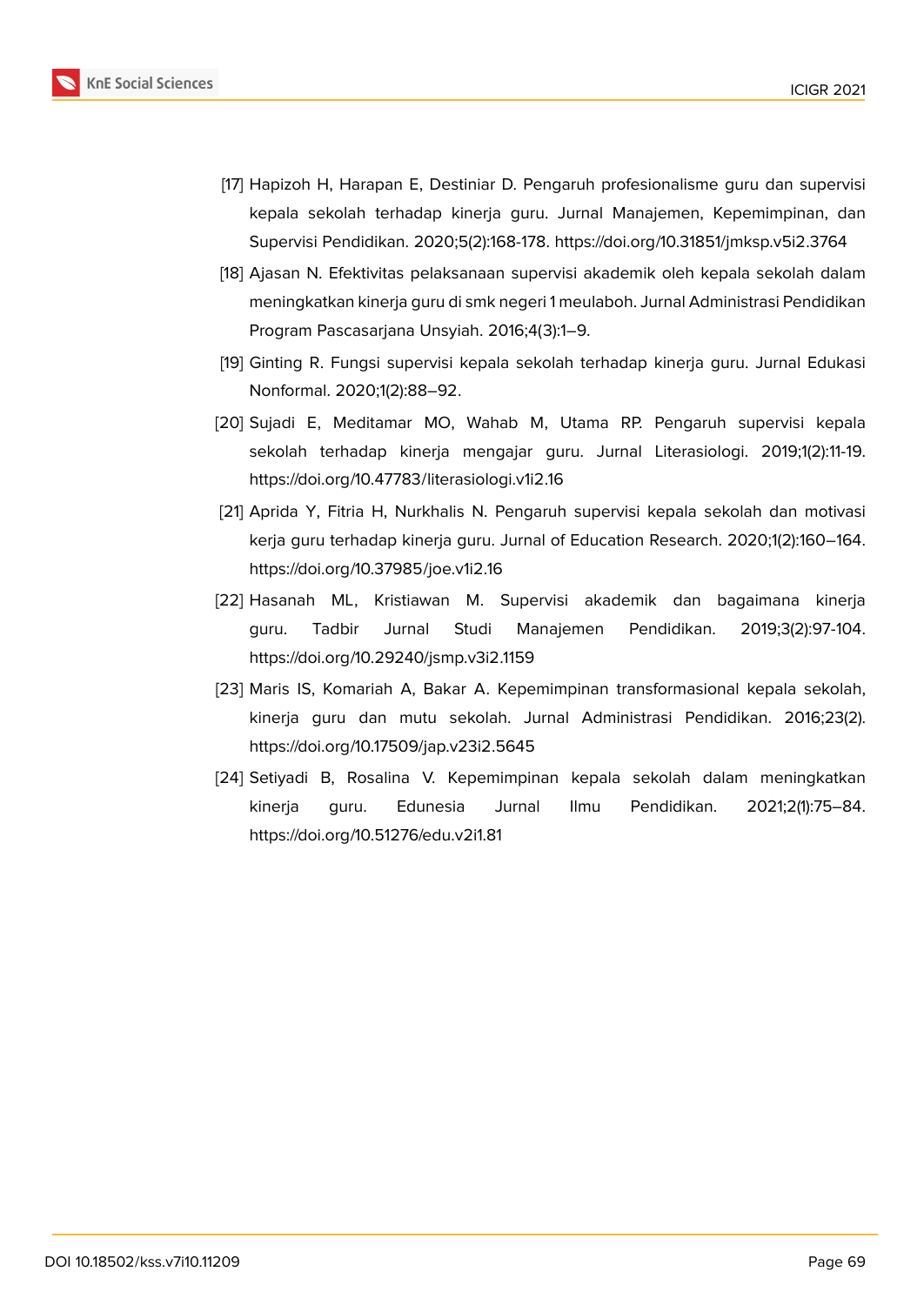[17] Hapizoh H, Harapan E, Destiniar D. Pengaruh profesionalisme guru dan supervisi kepala sekolah terhadap kinerja guru. Jurnal Manajemen, Kepemimpinan, dan Supervisi Pendidikan. 2020;5(2):168-178. https://doi.org/10.31851/jmksp.v5i2.3764

[18] Ajasan N. Efektivitas pelaksanaan supervisi akademik oleh kepala sekolah dalam meningkatkan kinerja guru di smk negeri 1 meulaboh. Jurnal Administrasi Pendidikan Program Pascasarjana Unsyiah. 2016;4(3):1–9.

[19] Ginting R. Fungsi supervisi kepala sekolah terhadap kinerja guru. Jurnal Edukasi Nonformal. 2020;1(2):88–92.

[20] Sujadi E, Meditamar MO, Wahab M, Utama RP. Pengaruh supervisi kepala sekolah terhadap kinerja mengajar guru. Jurnal Literasiologi. 2019;1(2):11-19. https://doi.org/10.47783/literasiologi.v1i2.16

[21] Aprida Y, Fitria H, Nurkhalis N. Pengaruh supervisi kepala sekolah dan motivasi kerja guru terhadap kinerja guru. Jurnal of Education Research. 2020;1(2):160–164. https://doi.org/10.37985/joe.v1i2.16

[22] Hasanah ML, Kristiawan M. Supervisi akademik dan bagaimana kinerja guru. Tadbir Jurnal Studi Manajemen Pendidikan. 2019;3(2):97-104. https://doi.org/10.29240/jsmp.v3i2.1159

[23] Maris IS, Komariah A, Bakar A. Kepemimpinan transformasional kepala sekolah, kinerja guru dan mutu sekolah. Jurnal Administrasi Pendidikan. 2016;23(2). https://doi.org/10.17509/jap.v23i2.5645

[24] Setiyadi B, Rosalina V. Kepemimpinan kepala sekolah dalam meningkatkan kinerja guru. Edunesia Jurnal Ilmu Pendidikan. 2021;2(1):75–84. https://doi.org/10.51276/edu.v2i1.81